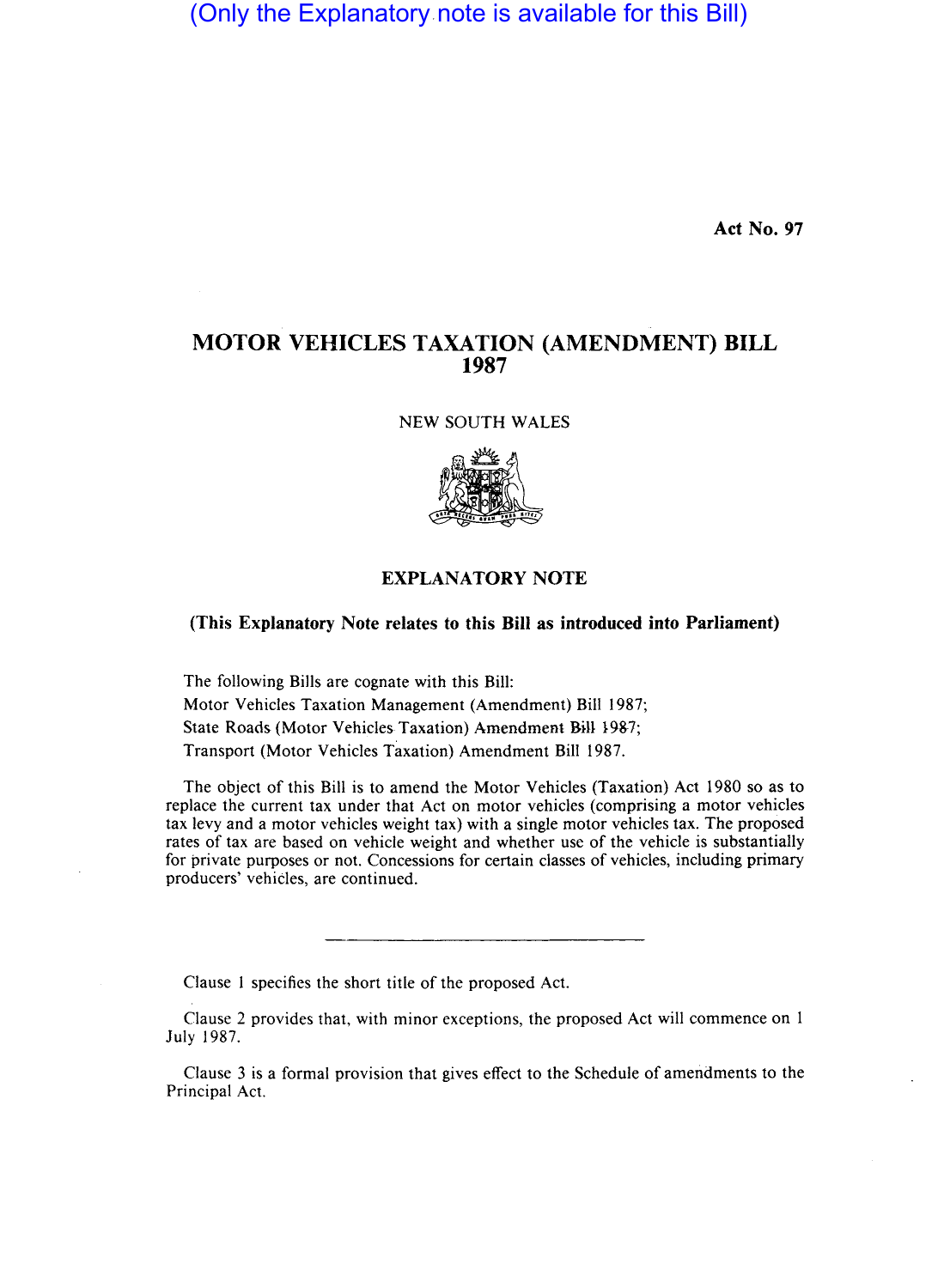(Only the Explanatory note is available for this Bill)

**Act No. 97**

# MOTOR VEHICLES TAXATION (AMENDMENT) BILL 1987

NEW SOUTH WALES

## EXPLANATORY NOTE

**(This Explanatory Note relates to this Bill as introduced into Parliament)**

The following Bills are cognate with this Bill:
Motor Vehicles Taxation Management (Amendment) Bill 1987;
State Roads (Motor Vehicles Taxation) Amendment Bill 1987;
Transport (Motor Vehicles Taxation) Amendment Bill 1987.

The object of this Bill is to amend the Motor Vehicles (Taxation) Act 1980 so as to replace the current tax under that Act on motor vehicles (comprising a motor vehicles tax levy and a motor vehicles weight tax) with a single motor vehicles tax. The proposed rates of tax are based on vehicle weight and whether use of the vehicle is substantially for private purposes or not. Concessions for certain classes of vehicles, including primary producers' vehicles, are continued.

---

Clause 1 specifies the short title of the proposed Act.

Clause 2 provides that, with minor exceptions, the proposed Act will commence on 1 July 1987.

Clause 3 is a formal provision that gives effect to the Schedule of amendments to the Principal Act.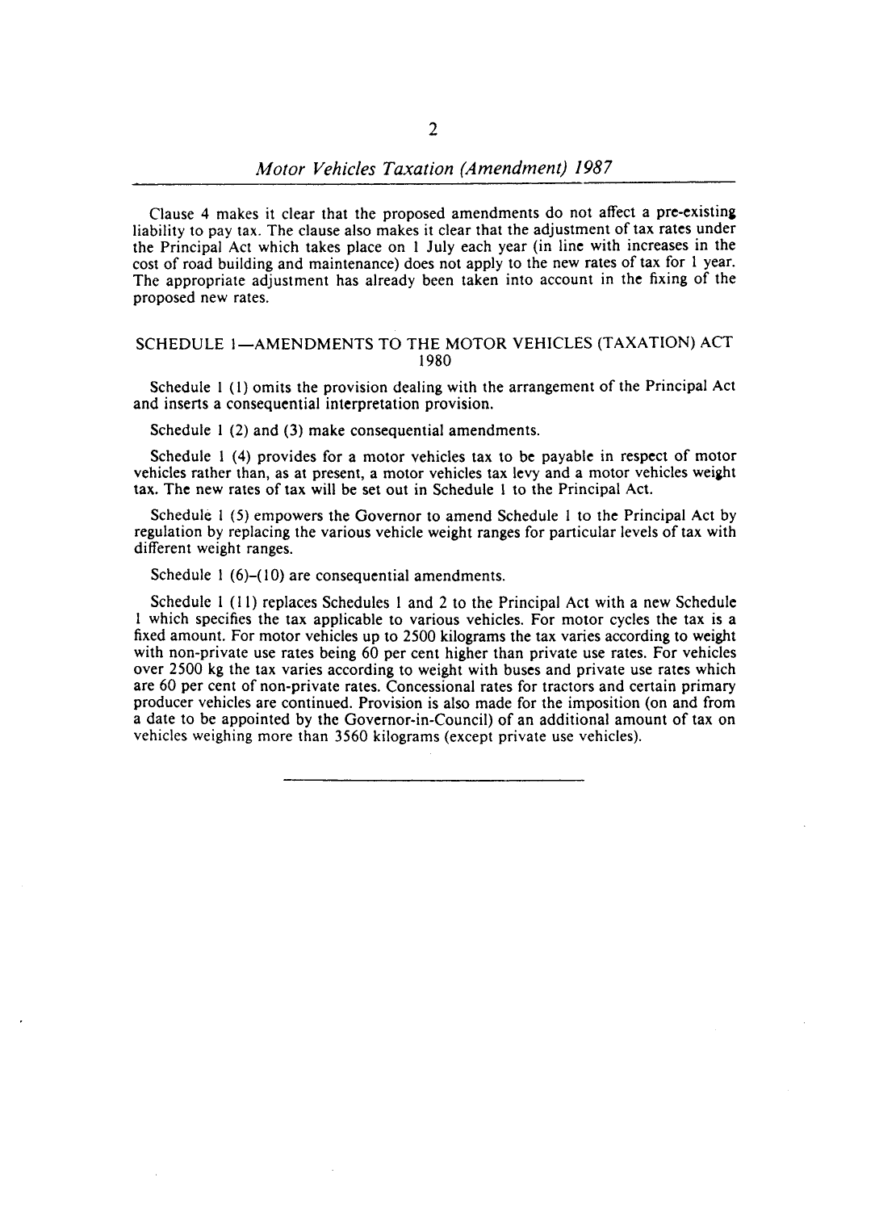Clause 4 makes it clear that the proposed amendments do not affect a pre-existing liability to pay tax. The clause also makes it clear that the adjustment of tax rates under the Principal Act which takes place on 1 July each year (in line with increases in the cost of road building and maintenance) does not apply to the new rates of tax for 1 year. The appropriate adjustment has already been taken into account in the fixing of the proposed new rates.

## SCHEDULE 1—AMENDMENTS TO THE MOTOR VEHICLES (TAXATION) ACT 1980

Schedule 1 (1) omits the provision dealing with the arrangement of the Principal Act and inserts a consequential interpretation provision.

Schedule 1 (2) and (3) make consequential amendments.

Schedule 1 (4) provides for a motor vehicles tax to be payable in respect of motor vehicles rather than, as at present, a motor vehicles tax levy and a motor vehicles weight tax. The new rates of tax will be set out in Schedule 1 to the Principal Act.

Schedule 1 (5) empowers the Governor to amend Schedule 1 to the Principal Act by regulation by replacing the various vehicle weight ranges for particular levels of tax with different weight ranges.

Schedule 1 (6)–(10) are consequential amendments.

Schedule 1 (11) replaces Schedules 1 and 2 to the Principal Act with a new Schedule 1 which specifies the tax applicable to various vehicles. For motor cycles the tax is a fixed amount. For motor vehicles up to 2500 kilograms the tax varies according to weight with non-private use rates being 60 per cent higher than private use rates. For vehicles over 2500 kg the tax varies according to weight with buses and private use rates which are 60 per cent of non-private rates. Concessional rates for tractors and certain primary producer vehicles are continued. Provision is also made for the imposition (on and from a date to be appointed by the Governor-in-Council) of an additional amount of tax on vehicles weighing more than 3560 kilograms (except private use vehicles).